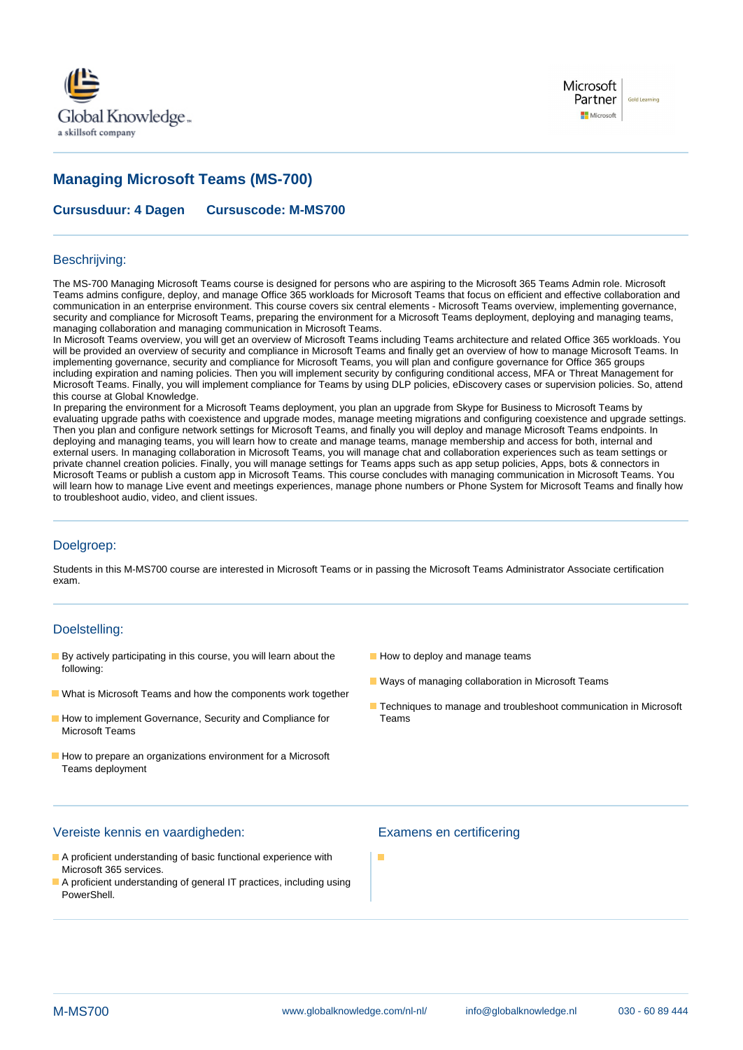# Managing Microsoft Teams (MS-700)

**Cursusduur: 4 Dagen** **Cursuscode: M-MS700**

## Beschrijving:

The MS-700 Managing Microsoft Teams course is designed for persons who are aspiring to the Microsoft 365 Teams Admin role. Microsoft Teams admins configure, deploy, and manage Office 365 workloads for Microsoft Teams that focus on efficient and effective collaboration and communication in an enterprise environment. This course covers six central elements - Microsoft Teams overview, implementing governance, security and compliance for Microsoft Teams, preparing the environment for a Microsoft Teams deployment, deploying and managing teams, managing collaboration and managing communication in Microsoft Teams.
In Microsoft Teams overview, you will get an overview of Microsoft Teams including Teams architecture and related Office 365 workloads. You will be provided an overview of security and compliance in Microsoft Teams and finally get an overview of how to manage Microsoft Teams. In implementing governance, security and compliance for Microsoft Teams, you will plan and configure governance for Office 365 groups including expiration and naming policies. Then you will implement security by configuring conditional access, MFA or Threat Management for Microsoft Teams. Finally, you will implement compliance for Teams by using DLP policies, eDiscovery cases or supervision policies. So, attend this course at Global Knowledge.
In preparing the environment for a Microsoft Teams deployment, you plan an upgrade from Skype for Business to Microsoft Teams by evaluating upgrade paths with coexistence and upgrade modes, manage meeting migrations and configuring coexistence and upgrade settings. Then you plan and configure network settings for Microsoft Teams, and finally you will deploy and manage Microsoft Teams endpoints. In deploying and managing teams, you will learn how to create and manage teams, manage membership and access for both, internal and external users. In managing collaboration in Microsoft Teams, you will manage chat and collaboration experiences such as team settings or private channel creation policies. Finally, you will manage settings for Teams apps such as app setup policies, Apps, bots & connectors in Microsoft Teams or publish a custom app in Microsoft Teams. This course concludes with managing communication in Microsoft Teams. You will learn how to manage Live event and meetings experiences, manage phone numbers or Phone System for Microsoft Teams and finally how to troubleshoot audio, video, and client issues.

## Doelgroep:

Students in this M-MS700 course are interested in Microsoft Teams or in passing the Microsoft Teams Administrator Associate certification exam.

## Doelstelling:

- By actively participating in this course, you will learn about the following:
- What is Microsoft Teams and how the components work together
- How to implement Governance, Security and Compliance for Microsoft Teams
- How to prepare an organizations environment for a Microsoft Teams deployment
- How to deploy and manage teams
- Ways of managing collaboration in Microsoft Teams
- Techniques to manage and troubleshoot communication in Microsoft Teams

## Vereiste kennis en vaardigheden:

- A proficient understanding of basic functional experience with Microsoft 365 services.
- A proficient understanding of general IT practices, including using PowerShell.

## Examens en certificering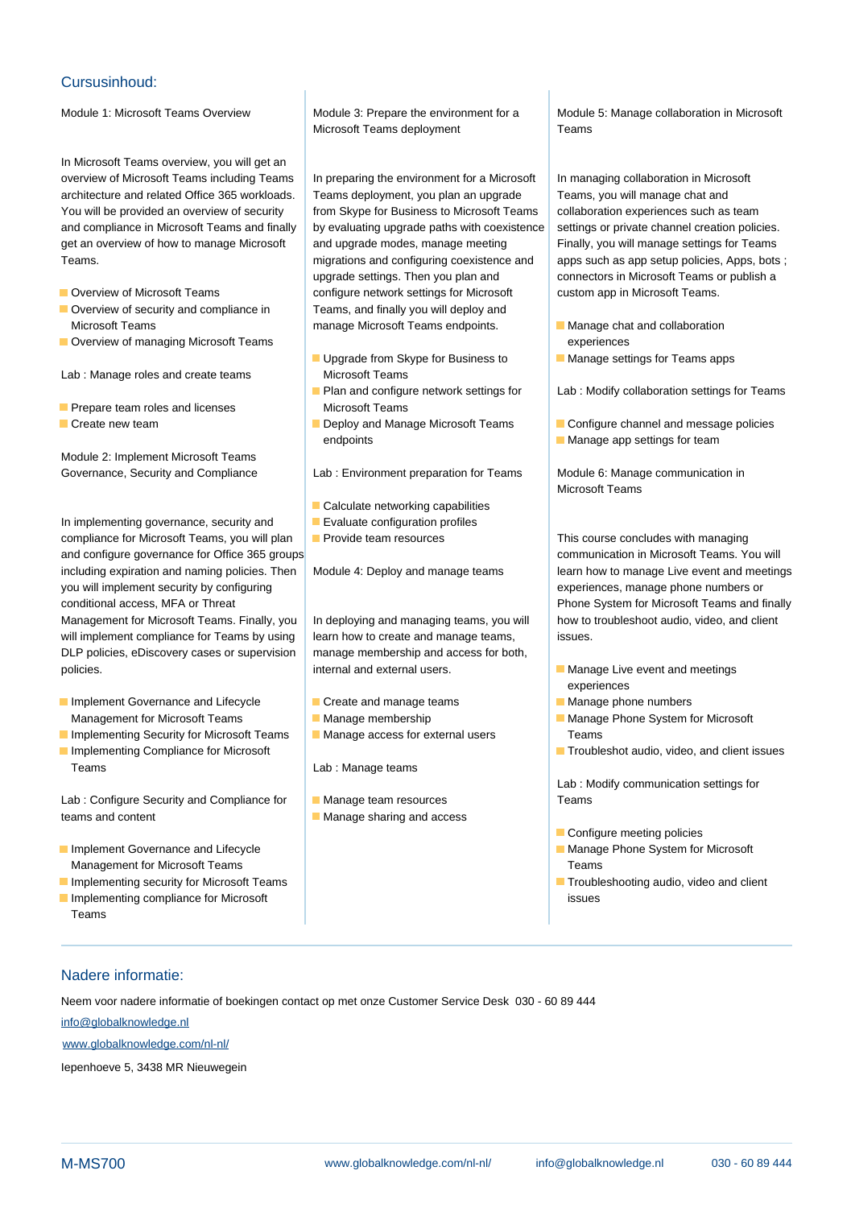## Cursusinhoud:

Module 1: Microsoft Teams Overview

In Microsoft Teams overview, you will get an overview of Microsoft Teams including Teams architecture and related Office 365 workloads. You will be provided an overview of security and compliance in Microsoft Teams and finally get an overview of how to manage Microsoft Teams.

- Overview of Microsoft Teams
- Overview of security and compliance in Microsoft Teams
- Overview of managing Microsoft Teams

Lab : Manage roles and create teams

- Prepare team roles and licenses
- Create new team

Module 2: Implement Microsoft Teams Governance, Security and Compliance

In implementing governance, security and compliance for Microsoft Teams, you will plan and configure governance for Office 365 groups including expiration and naming policies. Then you will implement security by configuring conditional access, MFA or Threat Management for Microsoft Teams. Finally, you will implement compliance for Teams by using DLP policies, eDiscovery cases or supervision policies.

- Implement Governance and Lifecycle Management for Microsoft Teams
- Implementing Security for Microsoft Teams
- Implementing Compliance for Microsoft Teams

Lab : Configure Security and Compliance for teams and content

- Implement Governance and Lifecycle Management for Microsoft Teams
- Implementing security for Microsoft Teams
- Implementing compliance for Microsoft Teams

Module 3: Prepare the environment for a Microsoft Teams deployment

In preparing the environment for a Microsoft Teams deployment, you plan an upgrade from Skype for Business to Microsoft Teams by evaluating upgrade paths with coexistence and upgrade modes, manage meeting migrations and configuring coexistence and upgrade settings. Then you plan and configure network settings for Microsoft Teams, and finally you will deploy and manage Microsoft Teams endpoints.

- Upgrade from Skype for Business to Microsoft Teams
- Plan and configure network settings for Microsoft Teams
- Deploy and Manage Microsoft Teams endpoints

Lab : Environment preparation for Teams

- Calculate networking capabilities
- Evaluate configuration profiles
- Provide team resources

Module 4: Deploy and manage teams

In deploying and managing teams, you will learn how to create and manage teams, manage membership and access for both, internal and external users.

- Create and manage teams
- Manage membership
- Manage access for external users

Lab : Manage teams

- Manage team resources
- Manage sharing and access

Module 5: Manage collaboration in Microsoft Teams

In managing collaboration in Microsoft Teams, you will manage chat and collaboration experiences such as team settings or private channel creation policies. Finally, you will manage settings for Teams apps such as app setup policies, Apps, bots ; connectors in Microsoft Teams or publish a custom app in Microsoft Teams.

- Manage chat and collaboration experiences
- Manage settings for Teams apps

Lab : Modify collaboration settings for Teams

- Configure channel and message policies
- Manage app settings for team

Module 6: Manage communication in Microsoft Teams

This course concludes with managing communication in Microsoft Teams. You will learn how to manage Live event and meetings experiences, manage phone numbers or Phone System for Microsoft Teams and finally how to troubleshoot audio, video, and client issues.

- Manage Live event and meetings experiences
- Manage phone numbers
- Manage Phone System for Microsoft Teams
- Troubleshot audio, video, and client issues

Lab : Modify communication settings for Teams

- Configure meeting policies
- Manage Phone System for Microsoft Teams
- Troubleshooting audio, video and client issues

## Nadere informatie:

Neem voor nadere informatie of boekingen contact op met onze Customer Service Desk 030 - 60 89 444

info@globalknowledge.nl

www.globalknowledge.com/nl-nl/

Iepenhoeve 5, 3438 MR Nieuwegein